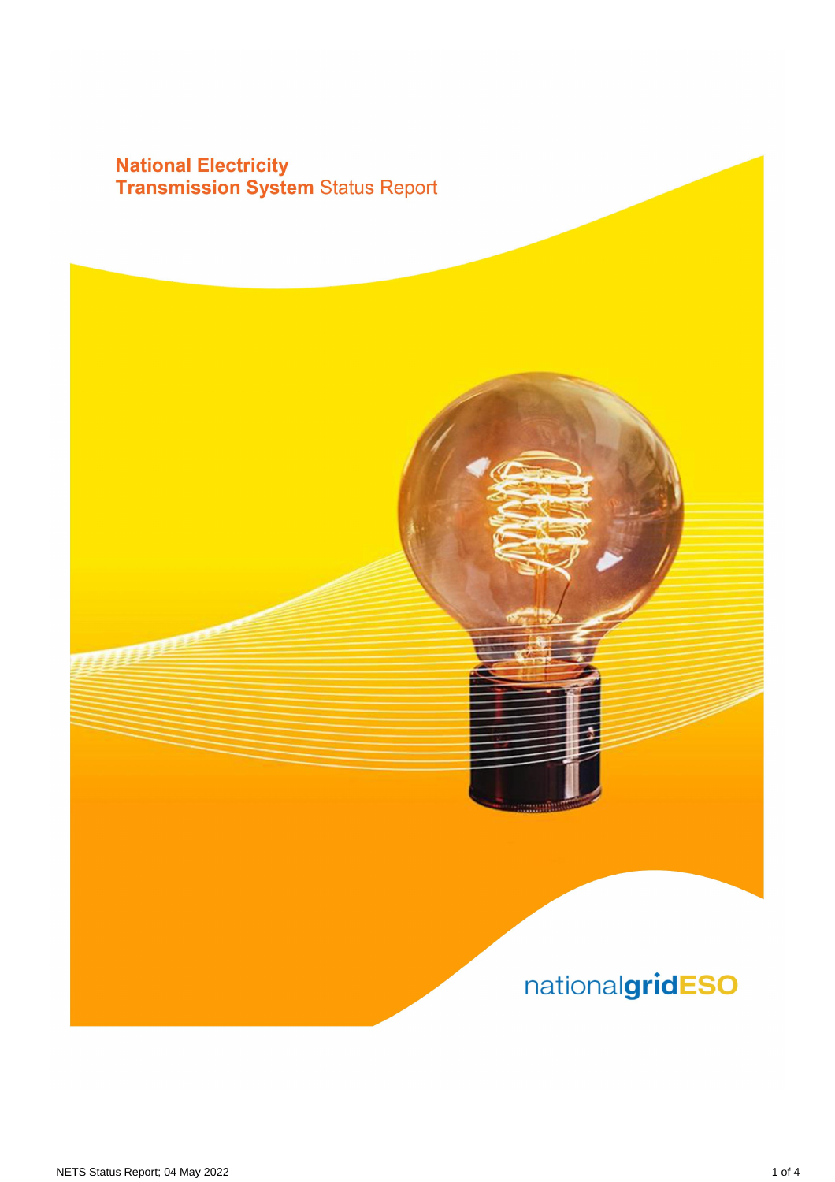# National Electricity Transmission System Status Report

nationalgridESO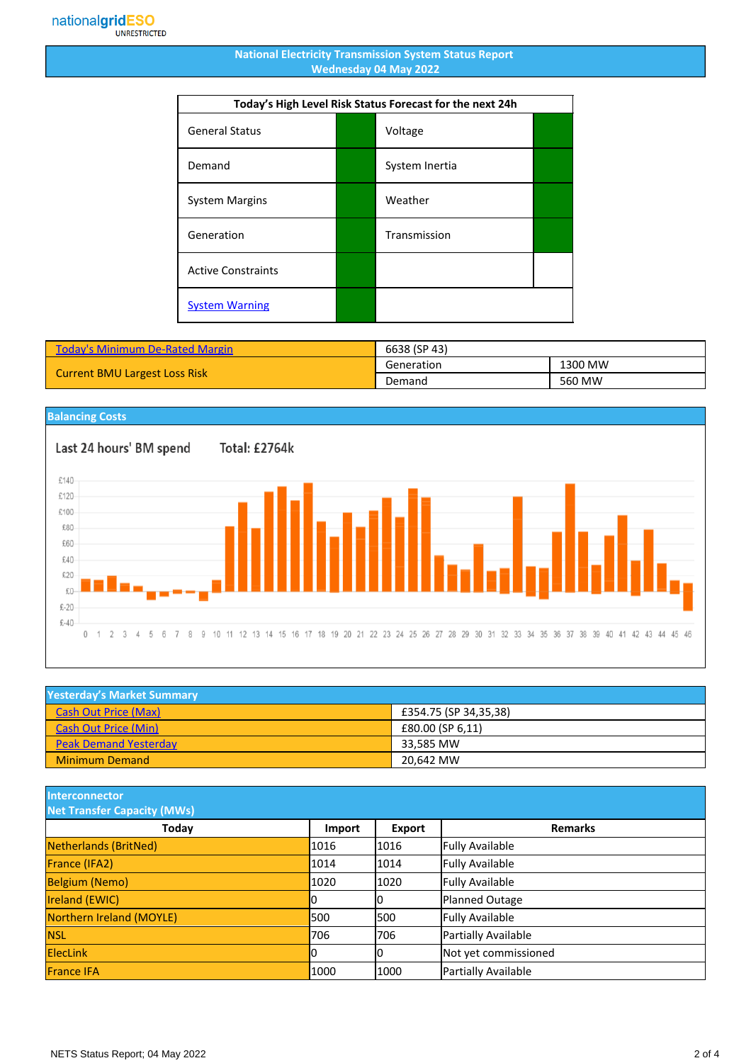nationalgridESO
UNRESTRICTED

# National Electricity Transmission System Status Report
## Wednesday 04 May 2022

| Today's High Level Risk Status Forecast for the next 24h | | | |
|---|---|---|---|
| General Status | | Voltage | |
| Demand | | System Inertia | |
| System Margins | | Weather | |
| Generation | | Transmission | |
| Active Constraints | | | |
| System Warning | | | |

| Today's Minimum De-Rated Margin | 6638 (SP 43) | |
|---|---|---|
| Current BMU Largest Loss Risk | Generation | 1300 MW |
| | Demand | 560 MW |

## Balancing Costs

Last 24 hours' BM spend Total: £2764k

## Yesterday's Market Summary

| | |
|---|---|
| Cash Out Price (Max) | £354.75 (SP 34,35,38) |
| Cash Out Price (Min) | £80.00 (SP 6,11) |
| Peak Demand Yesterday | 33,585 MW |
| Minimum Demand | 20,642 MW |

## Interconnector Net Transfer Capacity (MWs)

| Today | Import | Export | Remarks |
|---|---|---|---|
| Netherlands (BritNed) | 1016 | 1016 | Fully Available |
| France (IFA2) | 1014 | 1014 | Fully Available |
| Belgium (Nemo) | 1020 | 1020 | Fully Available |
| Ireland (EWIC) | 0 | 0 | Planned Outage |
| Northern Ireland (MOYLE) | 500 | 500 | Fully Available |
| NSL | 706 | 706 | Partially Available |
| ElecLink | 0 | 0 | Not yet commissioned |
| France IFA | 1000 | 1000 | Partially Available |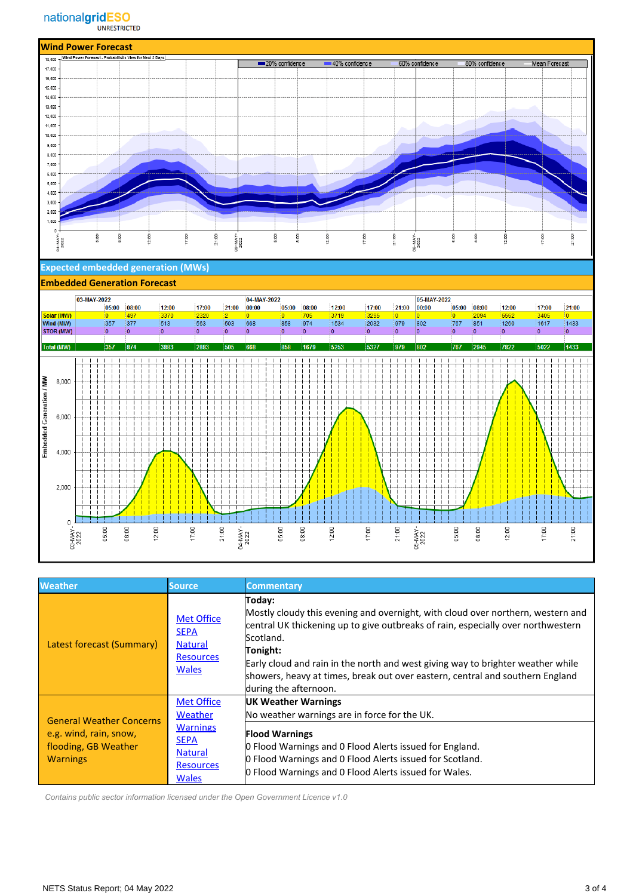## Wind Power Forecast

Wind Power Forecast - Probabilistic View for Next 3 Days

20% confidence | 40% confidence | 60% confidence | 80% confidence | Mean Forecast

## Expected embedded generation (MWs)

## Embedded Generation Forecast

| | 03-MAY-2022 | | | | | 04-MAY-2022 | | | | | | 05-MAY-2022 | | | | | |
|---|---|---|---|---|---|---|---|---|---|---|---|---|---|---|---|---|---|
| | 05:00 | 08:00 | 12:00 | 17:00 | 21:00 | 00:00 | 05:00 | 08:00 | 12:00 | 17:00 | 21:00 | 00:00 | 05:00 | 08:00 | 12:00 | 17:00 | 21:00 |
| Solar (MW) | 0 | 497 | 3370 | 2320 | 2 | 0 | 0 | 705 | 3719 | 3295 | 0 | 0 | 0 | 2094 | 6562 | 3405 | 0 |
| Wind (MW) | 357 | 377 | 513 | 563 | 503 | 668 | 858 | 974 | 1534 | 2032 | 979 | 802 | 767 | 851 | 1260 | 1617 | 1433 |
| STOR (MW) | 0 | 0 | 0 | 0 | 0 | 0 | 0 | 0 | 0 | 0 | 0 | 0 | 0 | 0 | 0 | 0 | 0 |
| Total (MW) | 357 | 874 | 3883 | 2883 | 505 | 668 | 858 | 1679 | 5253 | 5327 | 979 | 802 | 767 | 2945 | 7822 | 5022 | 1433 |

| Weather | Source | Commentary |
|---|---|---|
| Latest forecast (Summary) | Met Office<br>SEPA<br>Natural Resources Wales | **Today:**<br>Mostly cloudy this evening and overnight, with cloud over northern, western and central UK thickening up to give outbreaks of rain, especially over northwestern Scotland.<br>**Tonight:**<br>Early cloud and rain in the north and west giving way to brighter weather while showers, heavy at times, break out over eastern, central and southern England during the afternoon. |
| General Weather Concerns e.g. wind, rain, snow, flooding, GB Weather Warnings | Met Office Weather Warnings<br>SEPA<br>Natural Resources Wales | **UK Weather Warnings**<br>No weather warnings are in force for the UK.<br>**Flood Warnings**<br>0 Flood Warnings and 0 Flood Alerts issued for England.<br>0 Flood Warnings and 0 Flood Alerts issued for Scotland.<br>0 Flood Warnings and 0 Flood Alerts issued for Wales. |

*Contains public sector information licensed under the Open Government Licence v1.0*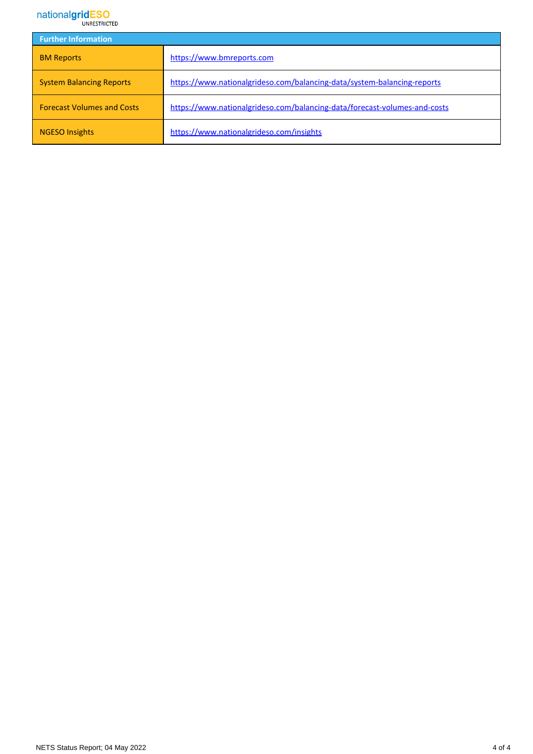| Further Information | |
| --- | --- |
| BM Reports | https://www.bmreports.com |
| System Balancing Reports | https://www.nationalgrideso.com/balancing-data/system-balancing-reports |
| Forecast Volumes and Costs | https://www.nationalgrideso.com/balancing-data/forecast-volumes-and-costs |
| NGESO Insights | https://www.nationalgrideso.com/insights |